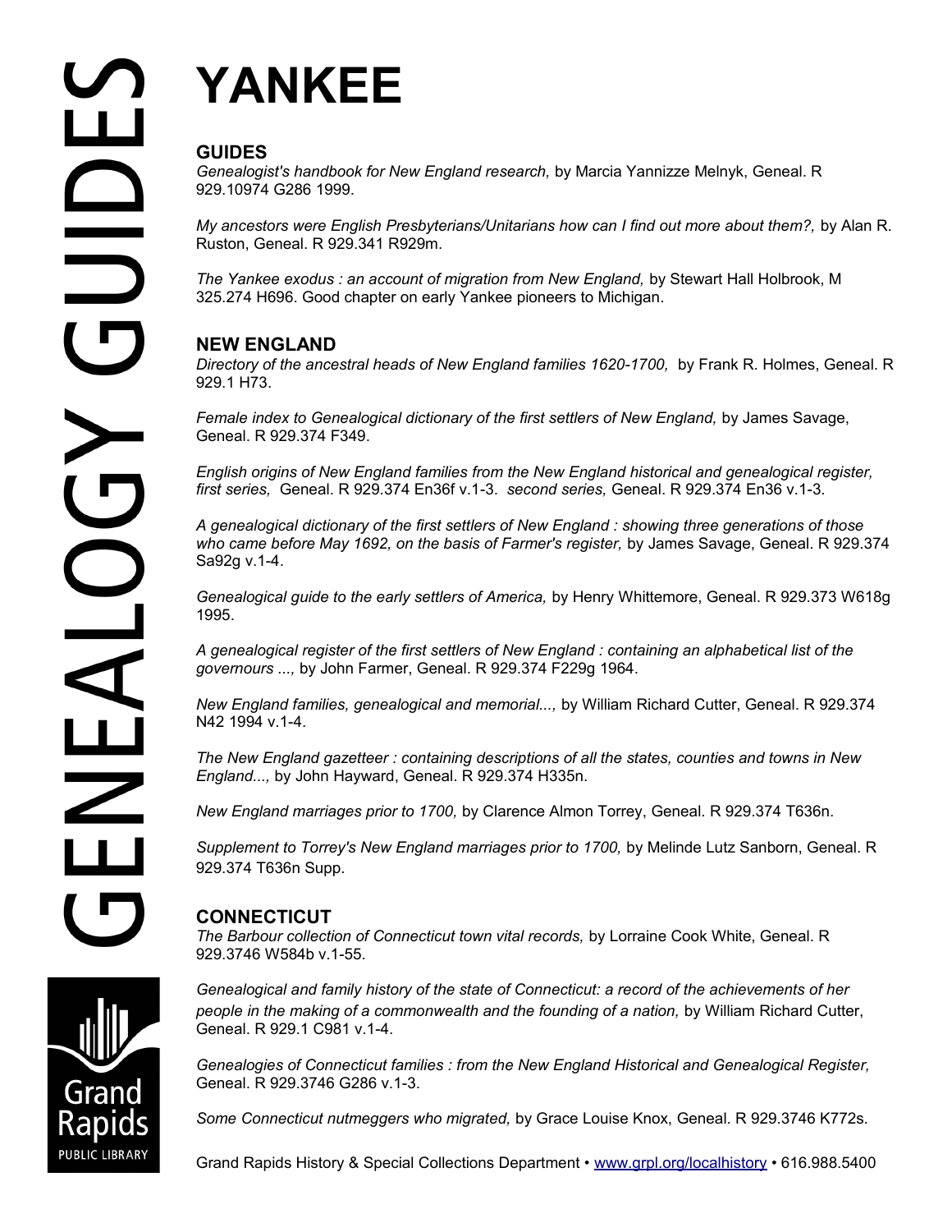# YANKEE

## GUIDES

*Genealogist's handbook for New England research,* by Marcia Yannizze Melnyk, Geneal. R 929.10974 G286 1999.

*My ancestors were English Presbyterians/Unitarians how can I find out more about them?,* by Alan R. Ruston, Geneal. R 929.341 R929m.

*The Yankee exodus : an account of migration from New England,* by Stewart Hall Holbrook, M 325.274 H696. Good chapter on early Yankee pioneers to Michigan.

## NEW ENGLAND

*Directory of the ancestral heads of New England families 1620-1700,* by Frank R. Holmes, Geneal. R 929.1 H73.

*Female index to Genealogical dictionary of the first settlers of New England,* by James Savage, Geneal. R 929.374 F349.

*English origins of New England families from the New England historical and genealogical register, first series,* Geneal. R 929.374 En36f v.1-3. *second series,* Geneal. R 929.374 En36 v.1-3.

*A genealogical dictionary of the first settlers of New England : showing three generations of those who came before May 1692, on the basis of Farmer's register,* by James Savage, Geneal. R 929.374 Sa92g v.1-4.

*Genealogical guide to the early settlers of America,* by Henry Whittemore, Geneal. R 929.373 W618g 1995.

*A genealogical register of the first settlers of New England : containing an alphabetical list of the governours ...,* by John Farmer, Geneal. R 929.374 F229g 1964.

*New England families, genealogical and memorial...,* by William Richard Cutter, Geneal. R 929.374 N42 1994 v.1-4.

*The New England gazetteer : containing descriptions of all the states, counties and towns in New England...,* by John Hayward, Geneal. R 929.374 H335n.

*New England marriages prior to 1700,* by Clarence Almon Torrey, Geneal. R 929.374 T636n.

*Supplement to Torrey's New England marriages prior to 1700,* by Melinde Lutz Sanborn, Geneal. R 929.374 T636n Supp.

## CONNECTICUT

*The Barbour collection of Connecticut town vital records,* by Lorraine Cook White, Geneal. R 929.3746 W584b v.1-55.

*Genealogical and family history of the state of Connecticut: a record of the achievements of her people in the making of a commonwealth and the founding of a nation,* by William Richard Cutter, Geneal. R 929.1 C981 v.1-4.

*Genealogies of Connecticut families : from the New England Historical and Genealogical Register,* Geneal. R 929.3746 G286 v.1-3.

*Some Connecticut nutmeggers who migrated,* by Grace Louise Knox, Geneal. R 929.3746 K772s.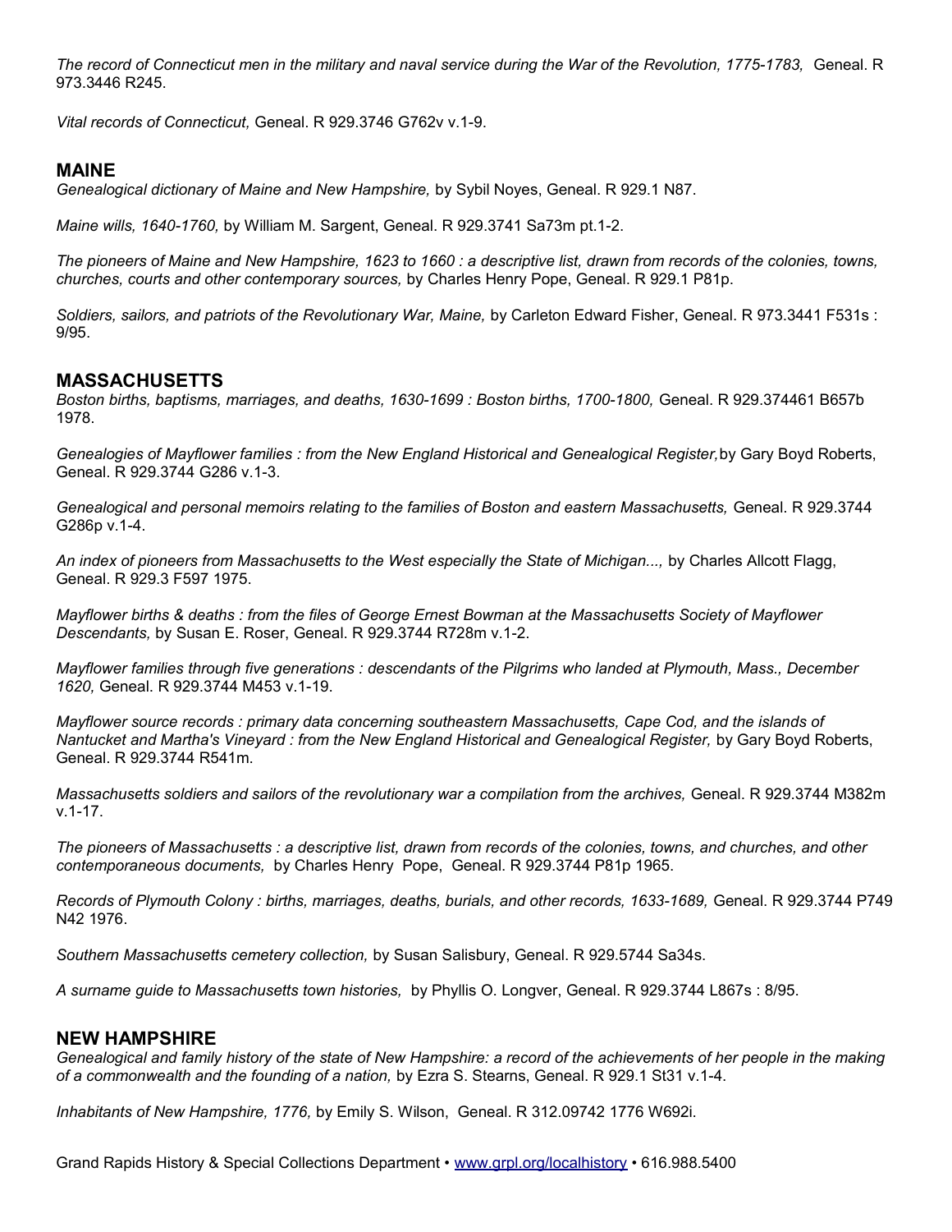*The record of Connecticut men in the military and naval service during the War of the Revolution, 1775-1783,* Geneal. R 973.3446 R245.

*Vital records of Connecticut,* Geneal. R 929.3746 G762v v.1-9.

## MAINE

*Genealogical dictionary of Maine and New Hampshire,* by Sybil Noyes, Geneal. R 929.1 N87.

*Maine wills, 1640-1760,* by William M. Sargent, Geneal. R 929.3741 Sa73m pt.1-2.

*The pioneers of Maine and New Hampshire, 1623 to 1660 : a descriptive list, drawn from records of the colonies, towns, churches, courts and other contemporary sources,* by Charles Henry Pope, Geneal. R 929.1 P81p.

*Soldiers, sailors, and patriots of the Revolutionary War, Maine,* by Carleton Edward Fisher, Geneal. R 973.3441 F531s : 9/95.

## MASSACHUSETTS

*Boston births, baptisms, marriages, and deaths, 1630-1699 : Boston births, 1700-1800,* Geneal. R 929.374461 B657b 1978.

*Genealogies of Mayflower families : from the New England Historical and Genealogical Register,* by Gary Boyd Roberts, Geneal. R 929.3744 G286 v.1-3.

*Genealogical and personal memoirs relating to the families of Boston and eastern Massachusetts,* Geneal. R 929.3744 G286p v.1-4.

*An index of pioneers from Massachusetts to the West especially the State of Michigan...,* by Charles Allcott Flagg, Geneal. R 929.3 F597 1975.

*Mayflower births & deaths : from the files of George Ernest Bowman at the Massachusetts Society of Mayflower Descendants,* by Susan E. Roser, Geneal. R 929.3744 R728m v.1-2.

*Mayflower families through five generations : descendants of the Pilgrims who landed at Plymouth, Mass., December 1620,* Geneal. R 929.3744 M453 v.1-19.

*Mayflower source records : primary data concerning southeastern Massachusetts, Cape Cod, and the islands of Nantucket and Martha's Vineyard : from the New England Historical and Genealogical Register,* by Gary Boyd Roberts, Geneal. R 929.3744 R541m.

*Massachusetts soldiers and sailors of the revolutionary war a compilation from the archives,* Geneal. R 929.3744 M382m v.1-17.

*The pioneers of Massachusetts : a descriptive list, drawn from records of the colonies, towns, and churches, and other contemporaneous documents,* by Charles Henry Pope, Geneal. R 929.3744 P81p 1965.

*Records of Plymouth Colony : births, marriages, deaths, burials, and other records, 1633-1689,* Geneal. R 929.3744 P749 N42 1976.

*Southern Massachusetts cemetery collection,* by Susan Salisbury, Geneal. R 929.5744 Sa34s.

*A surname guide to Massachusetts town histories,* by Phyllis O. Longver, Geneal. R 929.3744 L867s : 8/95.

## NEW HAMPSHIRE

*Genealogical and family history of the state of New Hampshire: a record of the achievements of her people in the making of a commonwealth and the founding of a nation,* by Ezra S. Stearns, Geneal. R 929.1 St31 v.1-4.

*Inhabitants of New Hampshire, 1776,* by Emily S. Wilson, Geneal. R 312.09742 1776 W692i.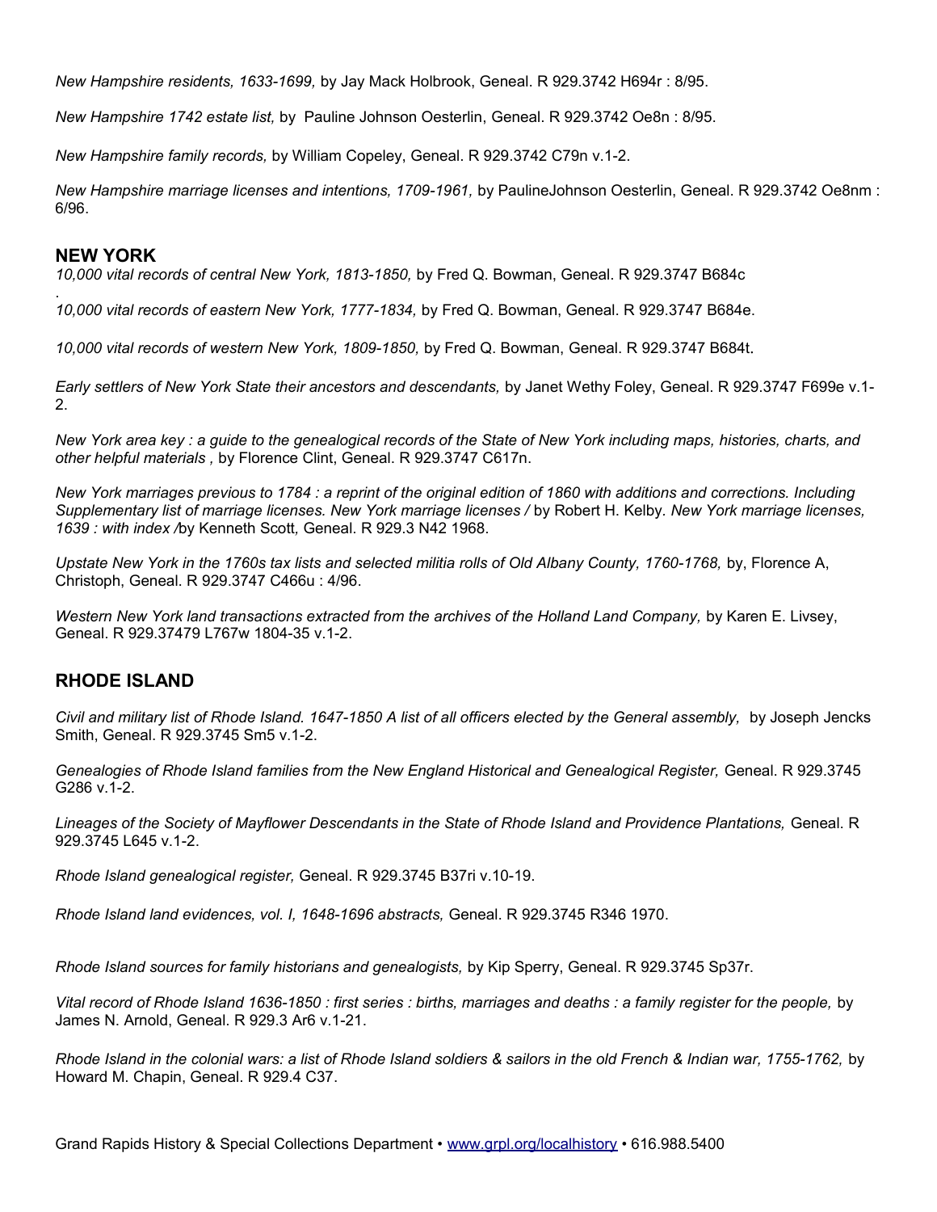*New Hampshire residents, 1633-1699,* by Jay Mack Holbrook, Geneal. R 929.3742 H694r : 8/95.

*New Hampshire 1742 estate list,* by Pauline Johnson Oesterlin, Geneal. R 929.3742 Oe8n : 8/95.

*New Hampshire family records,* by William Copeley, Geneal. R 929.3742 C79n v.1-2.

*New Hampshire marriage licenses and intentions, 1709-1961,* by PaulineJohnson Oesterlin, Geneal. R 929.3742 Oe8nm : 6/96.

## NEW YORK

*10,000 vital records of central New York, 1813-1850,* by Fred Q. Bowman, Geneal. R 929.3747 B684c
.
*10,000 vital records of eastern New York, 1777-1834,* by Fred Q. Bowman, Geneal. R 929.3747 B684e.

*10,000 vital records of western New York, 1809-1850,* by Fred Q. Bowman, Geneal. R 929.3747 B684t.

*Early settlers of New York State their ancestors and descendants,* by Janet Wethy Foley, Geneal. R 929.3747 F699e v.1-2.

*New York area key : a guide to the genealogical records of the State of New York including maps, histories, charts, and other helpful materials ,* by Florence Clint, Geneal. R 929.3747 C617n.

*New York marriages previous to 1784 : a reprint of the original edition of 1860 with additions and corrections. Including Supplementary list of marriage licenses. New York marriage licenses /* by Robert H. Kelby*. New York marriage licenses, 1639 : with index /*by Kenneth Scott*,* Geneal. R 929.3 N42 1968.

*Upstate New York in the 1760s tax lists and selected militia rolls of Old Albany County, 1760-1768,* by, Florence A, Christoph, Geneal. R 929.3747 C466u : 4/96.

*Western New York land transactions extracted from the archives of the Holland Land Company,* by Karen E. Livsey, Geneal. R 929.37479 L767w 1804-35 v.1-2.

## RHODE ISLAND

*Civil and military list of Rhode Island. 1647-1850 A list of all officers elected by the General assembly,* by Joseph Jencks Smith, Geneal. R 929.3745 Sm5 v.1-2.

*Genealogies of Rhode Island families from the New England Historical and Genealogical Register,* Geneal. R 929.3745 G286 v.1-2.

*Lineages of the Society of Mayflower Descendants in the State of Rhode Island and Providence Plantations,* Geneal. R 929.3745 L645 v.1-2.

*Rhode Island genealogical register,* Geneal. R 929.3745 B37ri v.10-19.

*Rhode Island land evidences, vol. I, 1648-1696 abstracts,* Geneal. R 929.3745 R346 1970.

*Rhode Island sources for family historians and genealogists,* by Kip Sperry, Geneal. R 929.3745 Sp37r.

*Vital record of Rhode Island 1636-1850 : first series : births, marriages and deaths : a family register for the people,* by James N. Arnold, Geneal. R 929.3 Ar6 v.1-21.

*Rhode Island in the colonial wars: a list of Rhode Island soldiers & sailors in the old French & Indian war, 1755-1762,* by Howard M. Chapin, Geneal. R 929.4 C37.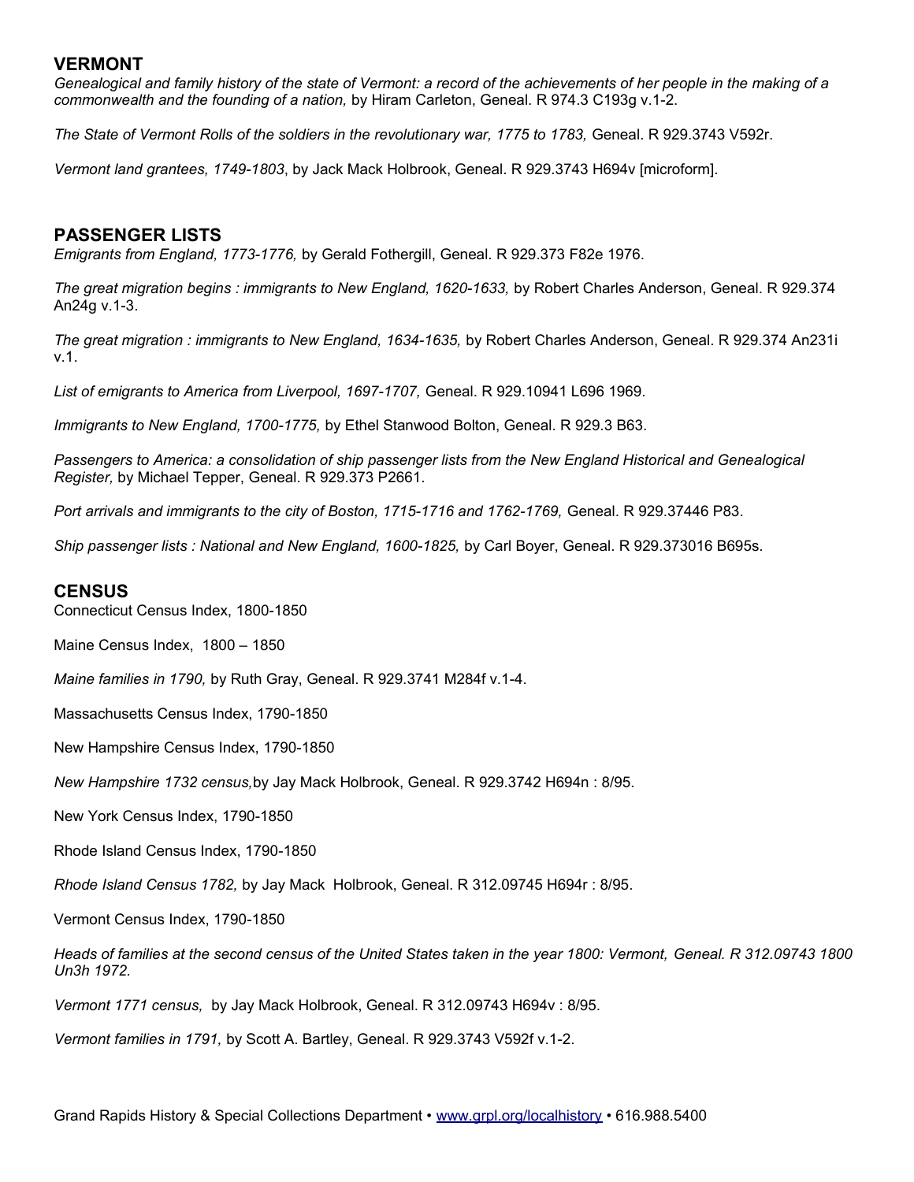## VERMONT

*Genealogical and family history of the state of Vermont: a record of the achievements of her people in the making of a commonwealth and the founding of a nation,* by Hiram Carleton, Geneal. R 974.3 C193g v.1-2.

*The State of Vermont Rolls of the soldiers in the revolutionary war, 1775 to 1783,* Geneal. R 929.3743 V592r.

*Vermont land grantees, 1749-1803*, by Jack Mack Holbrook, Geneal. R 929.3743 H694v [microform].

## PASSENGER LISTS

*Emigrants from England, 1773-1776,* by Gerald Fothergill, Geneal. R 929.373 F82e 1976.

*The great migration begins : immigrants to New England, 1620-1633,* by Robert Charles Anderson, Geneal. R 929.374 An24g v.1-3.

*The great migration : immigrants to New England, 1634-1635,* by Robert Charles Anderson, Geneal. R 929.374 An231i v.1.

*List of emigrants to America from Liverpool, 1697-1707,* Geneal. R 929.10941 L696 1969.

*Immigrants to New England, 1700-1775,* by Ethel Stanwood Bolton, Geneal. R 929.3 B63.

*Passengers to America: a consolidation of ship passenger lists from the New England Historical and Genealogical Register,* by Michael Tepper, Geneal. R 929.373 P2661.

*Port arrivals and immigrants to the city of Boston, 1715-1716 and 1762-1769,* Geneal. R 929.37446 P83.

*Ship passenger lists : National and New England, 1600-1825,* by Carl Boyer, Geneal. R 929.373016 B695s.

## CENSUS

Connecticut Census Index, 1800-1850

Maine Census Index, 1800 – 1850

*Maine families in 1790,* by Ruth Gray, Geneal. R 929.3741 M284f v.1-4.

Massachusetts Census Index, 1790-1850

New Hampshire Census Index, 1790-1850

*New Hampshire 1732 census,* by Jay Mack Holbrook, Geneal. R 929.3742 H694n : 8/95.

New York Census Index, 1790-1850

Rhode Island Census Index, 1790-1850

*Rhode Island Census 1782,* by Jay Mack Holbrook, Geneal. R 312.09745 H694r : 8/95.

Vermont Census Index, 1790-1850

*Heads of families at the second census of the United States taken in the year 1800: Vermont, Geneal. R 312.09743 1800 Un3h 1972.*

*Vermont 1771 census,* by Jay Mack Holbrook, Geneal. R 312.09743 H694v : 8/95.

*Vermont families in 1791,* by Scott A. Bartley, Geneal. R 929.3743 V592f v.1-2.

Grand Rapids History & Special Collections Department • www.grpl.org/localhistory • 616.988.5400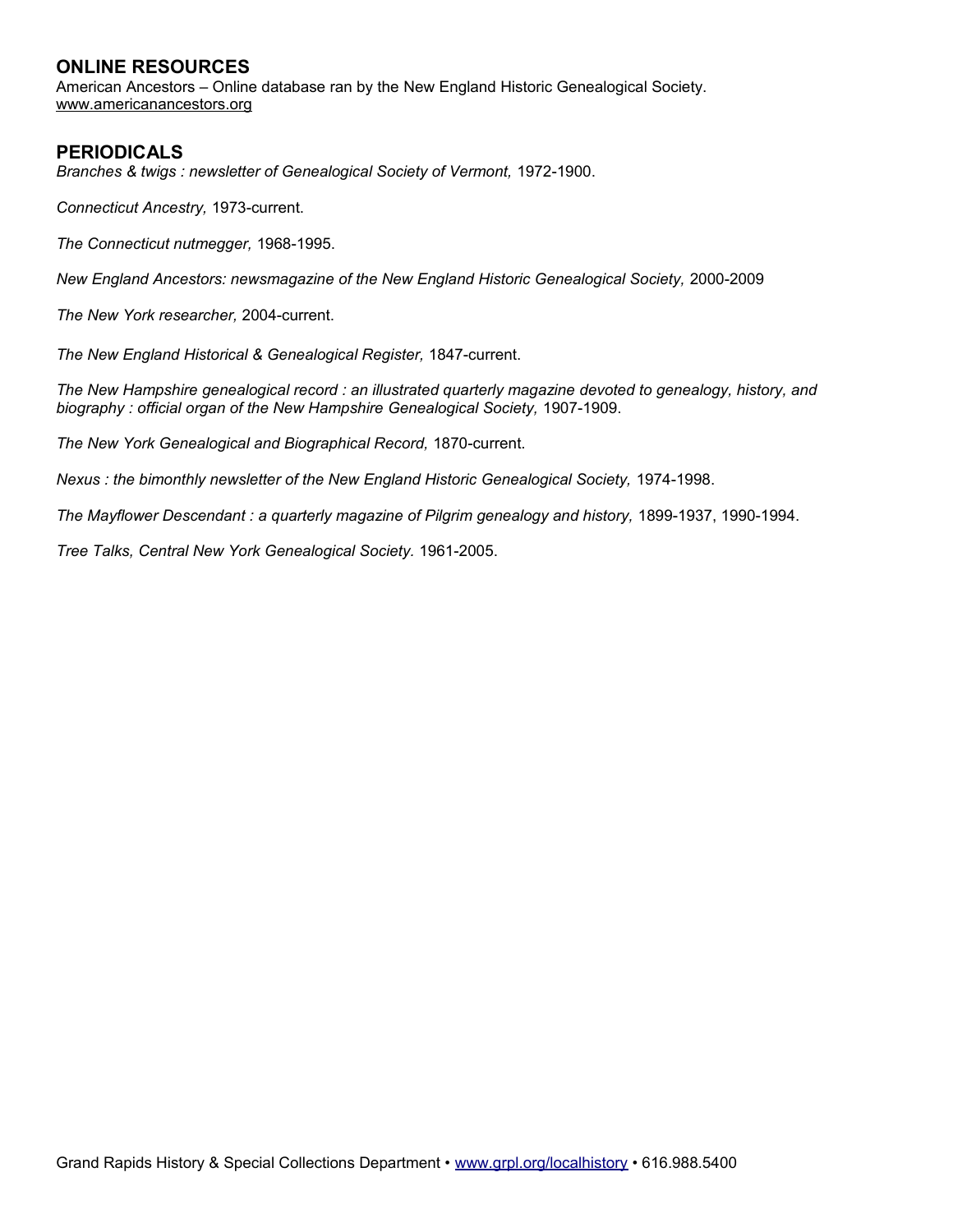## ONLINE RESOURCES

American Ancestors – Online database ran by the New England Historic Genealogical Society.
www.americanancestors.org

## PERIODICALS

*Branches & twigs : newsletter of Genealogical Society of Vermont,* 1972-1900.

*Connecticut Ancestry,* 1973-current.

*The Connecticut nutmegger,* 1968-1995.

*New England Ancestors: newsmagazine of the New England Historic Genealogical Society,* 2000-2009

*The New York researcher,* 2004-current.

*The New England Historical & Genealogical Register,* 1847-current.

*The New Hampshire genealogical record : an illustrated quarterly magazine devoted to genealogy, history, and biography : official organ of the New Hampshire Genealogical Society,* 1907-1909.

*The New York Genealogical and Biographical Record,* 1870-current.

*Nexus : the bimonthly newsletter of the New England Historic Genealogical Society,* 1974-1998.

*The Mayflower Descendant : a quarterly magazine of Pilgrim genealogy and history,* 1899-1937, 1990-1994.

*Tree Talks, Central New York Genealogical Society.* 1961-2005.

Grand Rapids History & Special Collections Department • www.grpl.org/localhistory • 616.988.5400